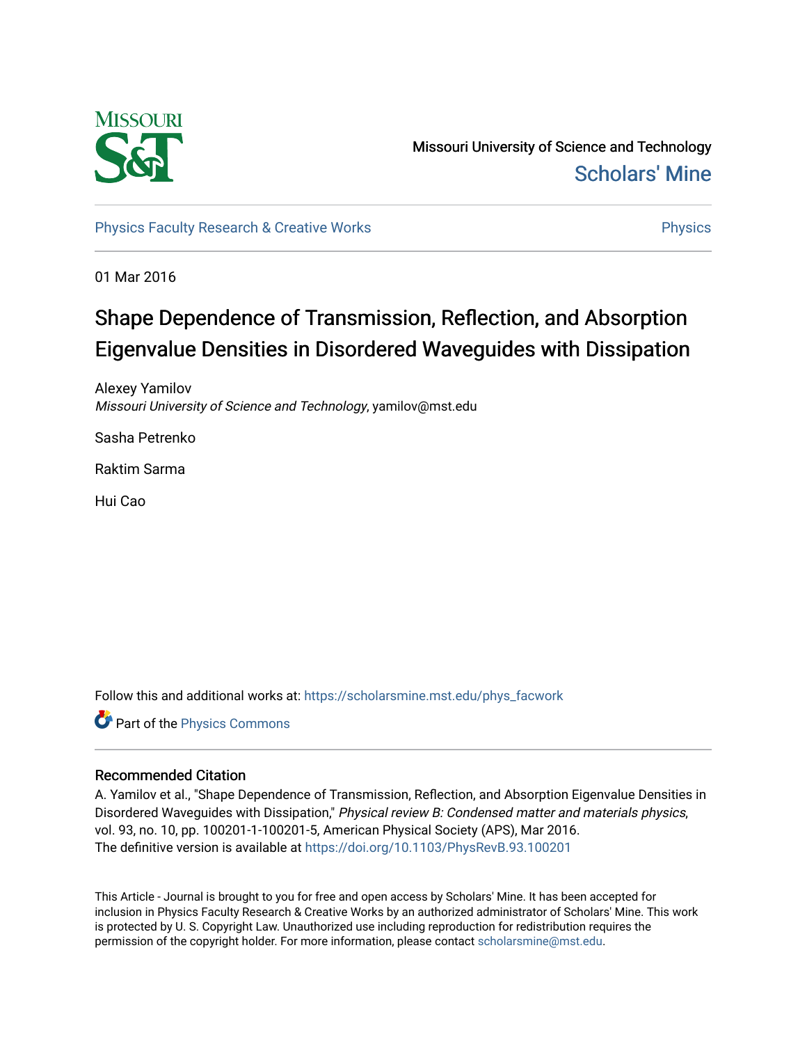Missouri University of Science and Technology

Scholars' Mine

Physics Faculty Research & Creative Works

Physics

01 Mar 2016

# Shape Dependence of Transmission, Reflection, and Absorption Eigenvalue Densities in Disordered Waveguides with Dissipation

Alexey Yamilov
*Missouri University of Science and Technology*, yamilov@mst.edu

Sasha Petrenko

Raktim Sarma

Hui Cao

Follow this and additional works at: https://scholarsmine.mst.edu/phys_facwork

Part of the Physics Commons

## Recommended Citation

A. Yamilov et al., "Shape Dependence of Transmission, Reflection, and Absorption Eigenvalue Densities in Disordered Waveguides with Dissipation," *Physical review B: Condensed matter and materials physics*, vol. 93, no. 10, pp. 100201-1-100201-5, American Physical Society (APS), Mar 2016.
The definitive version is available at https://doi.org/10.1103/PhysRevB.93.100201

This Article - Journal is brought to you for free and open access by Scholars' Mine. It has been accepted for inclusion in Physics Faculty Research & Creative Works by an authorized administrator of Scholars' Mine. This work is protected by U. S. Copyright Law. Unauthorized use including reproduction for redistribution requires the permission of the copyright holder. For more information, please contact scholarsmine@mst.edu.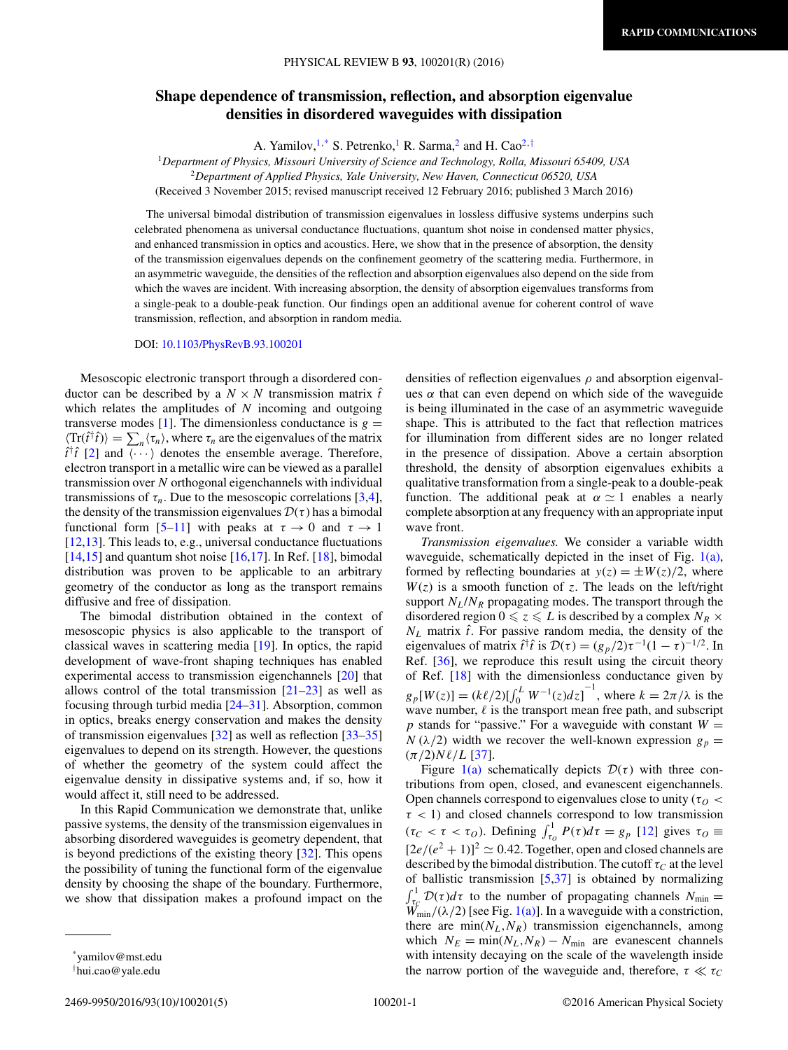# Shape dependence of transmission, reflection, and absorption eigenvalue densities in disordered waveguides with dissipation

A. Yamilov,[1,*] S. Petrenko,[1] R. Sarma,[2] and H. Cao[2,†]

[1]Department of Physics, Missouri University of Science and Technology, Rolla, Missouri 65409, USA
[2]Department of Applied Physics, Yale University, New Haven, Connecticut 06520, USA

(Received 3 November 2015; revised manuscript received 12 February 2016; published 3 March 2016)

The universal bimodal distribution of transmission eigenvalues in lossless diffusive systems underpins such celebrated phenomena as universal conductance fluctuations, quantum shot noise in condensed matter physics, and enhanced transmission in optics and acoustics. Here, we show that in the presence of absorption, the density of the transmission eigenvalues depends on the confinement geometry of the scattering media. Furthermore, in an asymmetric waveguide, the densities of the reflection and absorption eigenvalues also depend on the side from which the waves are incident. With increasing absorption, the density of absorption eigenvalues transforms from a single-peak to a double-peak function. Our findings open an additional avenue for coherent control of wave transmission, reflection, and absorption in random media.

DOI: 10.1103/PhysRevB.93.100201

Mesoscopic electronic transport through a disordered conductor can be described by a $N \times N$ transmission matrix $\hat{t}$ which relates the amplitudes of $N$ incoming and outgoing transverse modes [1]. The dimensionless conductance is $g = \langle \mathrm{Tr}(\hat{t}^\dagger \hat{t})\rangle = \sum_n \langle \tau_n \rangle$, where $\tau_n$ are the eigenvalues of the matrix $\hat{t}^\dagger \hat{t}$ [2] and $\langle \cdots \rangle$ denotes the ensemble average. Therefore, electron transport in a metallic wire can be viewed as a parallel transmission over $N$ orthogonal eigenchannels with individual transmissions of $\tau_n$. Due to the mesoscopic correlations [3,4], the density of the transmission eigenvalues $\mathcal{D}(\tau)$ has a bimodal functional form [5–11] with peaks at $\tau \to 0$ and $\tau \to 1$ [12,13]. This leads to, e.g., universal conductance fluctuations [14,15] and quantum shot noise [16,17]. In Ref. [18], bimodal distribution was proven to be applicable to an arbitrary geometry of the conductor as long as the transport remains diffusive and free of dissipation.

The bimodal distribution obtained in the context of mesoscopic physics is also applicable to the transport of classical waves in scattering media [19]. In optics, the rapid development of wave-front shaping techniques has enabled experimental access to transmission eigenchannels [20] that allows control of the total transmission [21–23] as well as focusing through turbid media [24–31]. Absorption, common in optics, breaks energy conservation and makes the density of transmission eigenvalues [32] as well as reflection [33–35] eigenvalues to depend on its strength. However, the questions of whether the geometry of the system could affect the eigenvalue density in dissipative systems and, if so, how it would affect it, still need to be addressed.

In this Rapid Communication we demonstrate that, unlike passive systems, the density of the transmission eigenvalues in absorbing disordered waveguides is geometry dependent, that is beyond predictions of the existing theory [32]. This opens the possibility of tuning the functional form of the eigenvalue density by choosing the shape of the boundary. Furthermore, we show that dissipation makes a profound impact on the densities of reflection eigenvalues $\rho$ and absorption eigenvalues $\alpha$ that can even depend on which side of the waveguide is being illuminated in the case of an asymmetric waveguide shape. This is attributed to the fact that reflection matrices for illumination from different sides are no longer related in the presence of dissipation. Above a certain absorption threshold, the density of absorption eigenvalues exhibits a qualitative transformation from a single-peak to a double-peak function. The additional peak at $\alpha \simeq 1$ enables a nearly complete absorption at any frequency with an appropriate input wave front.

*Transmission eigenvalues.* We consider a variable width waveguide, schematically depicted in the inset of Fig. 1(a), formed by reflecting boundaries at $y(z) = \pm W(z)/2$, where $W(z)$ is a smooth function of $z$. The leads on the left/right support $N_L/N_R$ propagating modes. The transport through the disordered region $0 \leqslant z \leqslant L$ is described by a complex $N_R \times N_L$ matrix $\hat{t}$. For passive random media, the density of the eigenvalues of matrix $\hat{t}^\dagger \hat{t}$ is $\mathcal{D}(\tau) = (g_p/2)\tau^{-1}(1-\tau)^{-1/2}$. In Ref. [36], we reproduce this result using the circuit theory of Ref. [18] with the dimensionless conductance given by $g_p[W(z)] = (k\ell/2)\left[\int_0^L W^{-1}(z)dz\right]^{-1}$, where $k = 2\pi/\lambda$ is the wave number, $\ell$ is the transport mean free path, and subscript $p$ stands for "passive." For a waveguide with constant $W = N(\lambda/2)$ width we recover the well-known expression $g_p = (\pi/2)N\ell/L$ [37].

Figure 1(a) schematically depicts $\mathcal{D}(\tau)$ with three contributions from open, closed, and evanescent eigenchannels. Open channels correspond to eigenvalues close to unity ($\tau_O < \tau < 1$) and closed channels correspond to low transmission ($\tau_C < \tau < \tau_O$). Defining $\int_{\tau_O}^1 P(\tau)d\tau = g_p$ [12] gives $\tau_O \equiv [2e/(e^2+1)]^2 \simeq 0.42$. Together, open and closed channels are described by the bimodal distribution. The cutoff $\tau_C$ at the level of ballistic transmission [5,37] is obtained by normalizing $\int_{\tau_C}^1 \mathcal{D}(\tau)d\tau$ to the number of propagating channels $N_{\min} = W_{\min}/(\lambda/2)$ [see Fig. 1(a)]. In a waveguide with a constriction, there are $\min(N_L,N_R)$ transmission eigenchannels, among which $N_E = \min(N_L,N_R) - N_{\min}$ are evanescent channels with intensity decaying on the scale of the wavelength inside the narrow portion of the waveguide and, therefore, $\tau \ll \tau_C$

*yamilov@mst.edu
†hui.cao@yale.edu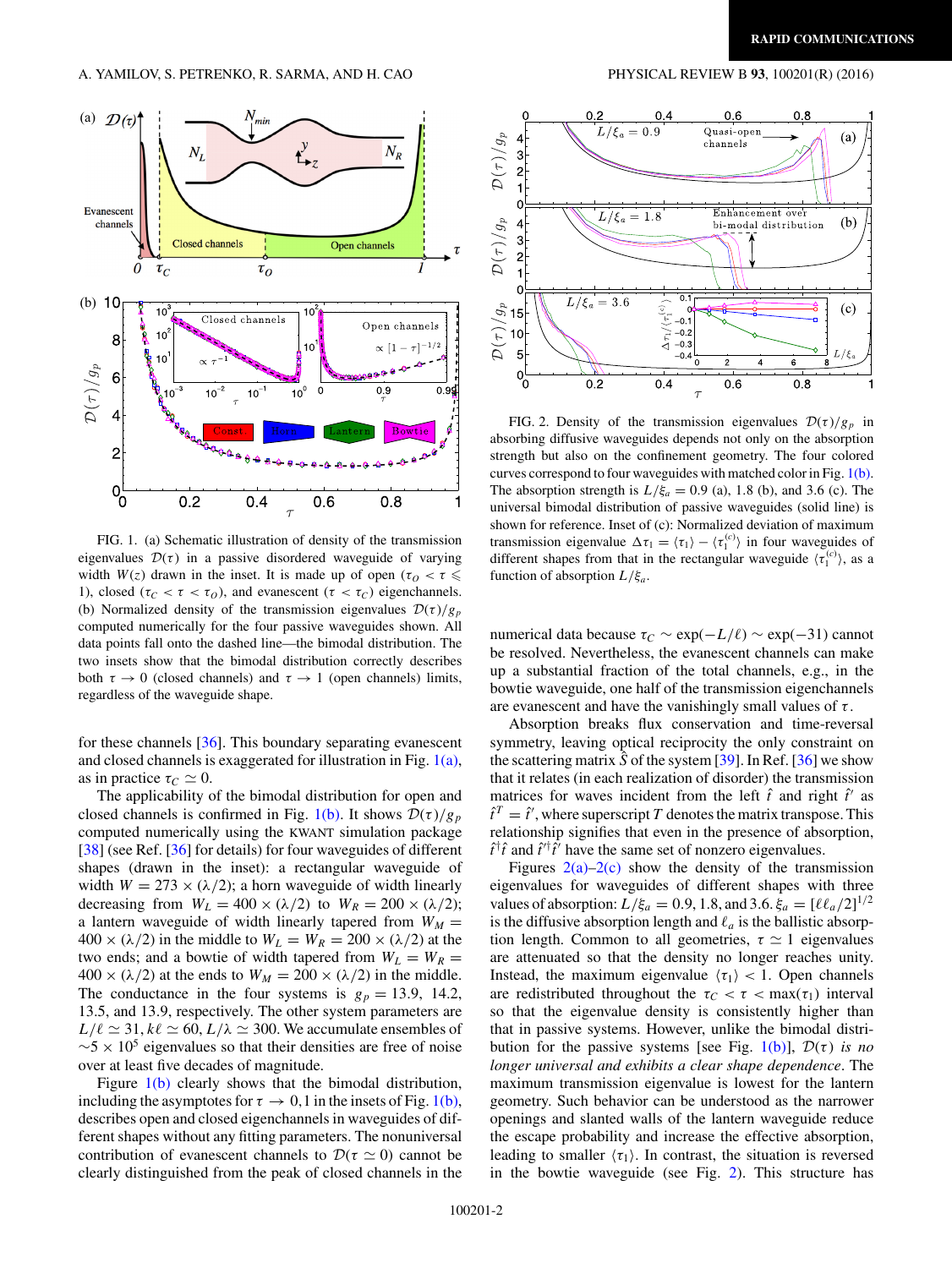FIG. 1. (a) Schematic illustration of density of the transmission eigenvalues $\mathcal{D}(\tau)$ in a passive disordered waveguide of varying width $W(z)$ drawn in the inset. It is made up of open ($\tau_O < \tau \leqslant 1$), closed ($\tau_C < \tau < \tau_O$), and evanescent ($\tau < \tau_C$) eigenchannels. (b) Normalized density of the transmission eigenvalues $\mathcal{D}(\tau)/g_p$ computed numerically for the four passive waveguides shown. All data points fall onto the dashed line—the bimodal distribution. The two insets show that the bimodal distribution correctly describes both $\tau \to 0$ (closed channels) and $\tau \to 1$ (open channels) limits, regardless of the waveguide shape.

for these channels [36]. This boundary separating evanescent and closed channels is exaggerated for illustration in Fig. 1(a), as in practice $\tau_C \simeq 0$.

The applicability of the bimodal distribution for open and closed channels is confirmed in Fig. 1(b). It shows $\mathcal{D}(\tau)/g_p$ computed numerically using the KWANT simulation package [38] (see Ref. [36] for details) for four waveguides of different shapes (drawn in the inset): a rectangular waveguide of width $W = 273 \times (\lambda/2)$; a horn waveguide of width linearly decreasing from $W_L = 400 \times (\lambda/2)$ to $W_R = 200 \times (\lambda/2)$; a lantern waveguide of width linearly tapered from $W_M = 400 \times (\lambda/2)$ in the middle to $W_L = W_R = 200 \times (\lambda/2)$ at the two ends; and a bowtie of width tapered from $W_L = W_R = 400 \times (\lambda/2)$ at the ends to $W_M = 200 \times (\lambda/2)$ in the middle. The conductance in the four systems is $g_p = 13.9$, 14.2, 13.5, and 13.9, respectively. The other system parameters are $L/\ell \simeq 31$, $k\ell \simeq 60$, $L/\lambda \simeq 300$. We accumulate ensembles of $\sim 5 \times 10^5$ eigenvalues so that their densities are free of noise over at least five decades of magnitude.

Figure 1(b) clearly shows that the bimodal distribution, including the asymptotes for $\tau \to 0, 1$ in the insets of Fig. 1(b), describes open and closed eigenchannels in waveguides of different shapes without any fitting parameters. The nonuniversal contribution of evanescent channels to $\mathcal{D}(\tau \simeq 0)$ cannot be clearly distinguished from the peak of closed channels in the numerical data because $\tau_C \sim \exp(-L/\ell) \sim \exp(-31)$ cannot be resolved. Nevertheless, the evanescent channels can make up a substantial fraction of the total channels, e.g., in the bowtie waveguide, one half of the transmission eigenchannels are evanescent and have the vanishingly small values of $\tau$.

FIG. 2. Density of the transmission eigenvalues $\mathcal{D}(\tau)/g_p$ in absorbing diffusive waveguides depends not only on the absorption strength but also on the confinement geometry. The four colored curves correspond to four waveguides with matched color in Fig. 1(b). The absorption strength is $L/\xi_a = 0.9$ (a), 1.8 (b), and 3.6 (c). The universal bimodal distribution of passive waveguides (solid line) is shown for reference. Inset of (c): Normalized deviation of maximum transmission eigenvalue $\Delta\tau_1 = \langle\tau_1\rangle - \langle\tau_1^{(c)}\rangle$ in four waveguides of different shapes from that in the rectangular waveguide $\langle\tau_1^{(c)}\rangle$, as a function of absorption $L/\xi_a$.

Absorption breaks flux conservation and time-reversal symmetry, leaving optical reciprocity the only constraint on the scattering matrix $\hat{S}$ of the system [39]. In Ref. [36] we show that it relates (in each realization of disorder) the transmission matrices for waves incident from the left $\hat{t}$ and right $\hat{t}'$ as $\hat{t}^T = \hat{t}'$, where superscript $T$ denotes the matrix transpose. This relationship signifies that even in the presence of absorption, $\hat{t}^\dagger\hat{t}$ and $\hat{t}'^\dagger\hat{t}'$ have the same set of nonzero eigenvalues.

Figures 2(a)–2(c) show the density of the transmission eigenvalues for waveguides of different shapes with three values of absorption: $L/\xi_a = 0.9, 1.8$, and 3.6. $\xi_a = [\ell\ell_a/2]^{1/2}$ is the diffusive absorption length and $\ell_a$ is the ballistic absorption length. Common to all geometries, $\tau \simeq 1$ eigenvalues are attenuated so that the density no longer reaches unity. Instead, the maximum eigenvalue $\langle\tau_1\rangle < 1$. Open channels are redistributed throughout the $\tau_C < \tau < \max(\tau_1)$ interval so that the eigenvalue density is consistently higher than that in passive systems. However, unlike the bimodal distribution for the passive systems [see Fig. 1(b)], $\mathcal{D}(\tau)$ *is no longer universal and exhibits a clear shape dependence*. The maximum transmission eigenvalue is lowest for the lantern geometry. Such behavior can be understood as the narrower openings and slanted walls of the lantern waveguide reduce the escape probability and increase the effective absorption, leading to smaller $\langle\tau_1\rangle$. In contrast, the situation is reversed in the bowtie waveguide (see Fig. 2). This structure has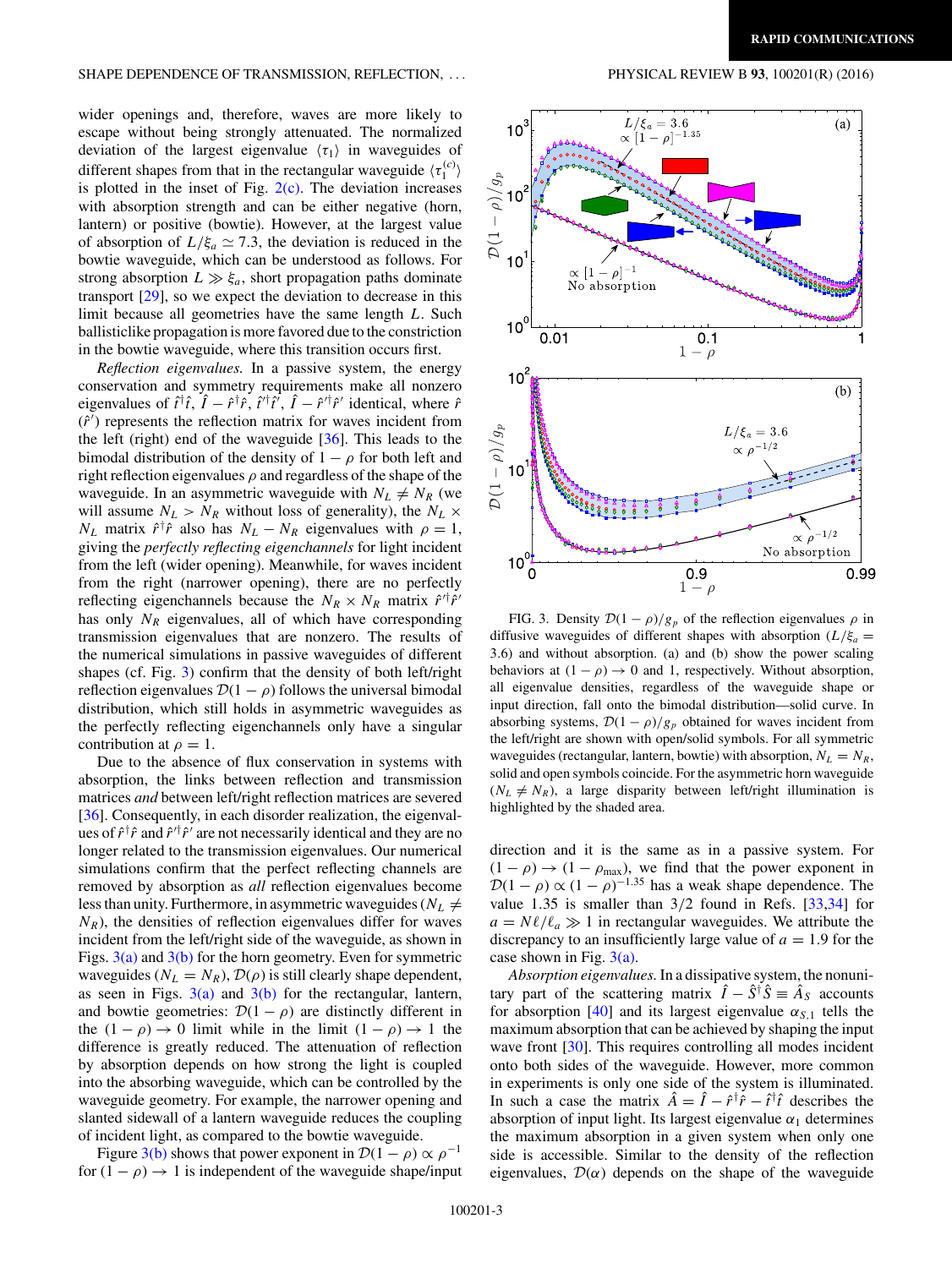wider openings and, therefore, waves are more likely to escape without being strongly attenuated. The normalized deviation of the largest eigenvalue $\langle \tau_1 \rangle$ in waveguides of different shapes from that in the rectangular waveguide $\langle \tau_1^{(c)} \rangle$ is plotted in the inset of Fig. 2(c). The deviation increases with absorption strength and can be either negative (horn, lantern) or positive (bowtie). However, at the largest value of absorption of $L/\xi_a \simeq 7.3$, the deviation is reduced in the bowtie waveguide, which can be understood as follows. For strong absorption $L \gg \xi_a$, short propagation paths dominate transport [29], so we expect the deviation to decrease in this limit because all geometries have the same length $L$. Such ballisticlike propagation is more favored due to the constriction in the bowtie waveguide, where this transition occurs first.

*Reflection eigenvalues.* In a passive system, the energy conservation and symmetry requirements make all nonzero eigenvalues of $\hat{t}^\dagger \hat{t}$, $\hat{I} - \hat{r}^\dagger \hat{r}$, $\hat{t}'^\dagger \hat{t}'$, $\hat{I} - \hat{r}'^\dagger \hat{r}'$ identical, where $\hat{r}$ ($\hat{r}'$) represents the reflection matrix for waves incident from the left (right) end of the waveguide [36]. This leads to the bimodal distribution of the density of $1 - \rho$ for both left and right reflection eigenvalues $\rho$ and regardless of the shape of the waveguide. In an asymmetric waveguide with $N_L \neq N_R$ (we will assume $N_L > N_R$ without loss of generality), the $N_L \times N_L$ matrix $\hat{r}^\dagger \hat{r}$ also has $N_L - N_R$ eigenvalues with $\rho = 1$, giving the *perfectly reflecting eigenchannels* for light incident from the left (wider opening). Meanwhile, for waves incident from the right (narrower opening), there are no perfectly reflecting eigenchannels because the $N_R \times N_R$ matrix $\hat{r}'^\dagger \hat{r}'$ has only $N_R$ eigenvalues, all of which have corresponding transmission eigenvalues that are nonzero. The results of the numerical simulations in passive waveguides of different shapes (cf. Fig. 3) confirm that the density of both left/right reflection eigenvalues $\mathcal{D}(1 - \rho)$ follows the universal bimodal distribution, which still holds in asymmetric waveguides as the perfectly reflecting eigenchannels only have a singular contribution at $\rho = 1$.

Due to the absence of flux conservation in systems with absorption, the links between reflection and transmission matrices *and* between left/right reflection matrices are severed [36]. Consequently, in each disorder realization, the eigenvalues of $\hat{r}^\dagger \hat{r}$ and $\hat{r}'^\dagger \hat{r}'$ are not necessarily identical and they are no longer related to the transmission eigenvalues. Our numerical simulations confirm that the perfect reflecting channels are removed by absorption as *all* reflection eigenvalues become less than unity. Furthermore, in asymmetric waveguides ($N_L \neq N_R$), the densities of reflection eigenvalues differ for waves incident from the left/right side of the waveguide, as shown in Figs. 3(a) and 3(b) for the horn geometry. Even for symmetric waveguides ($N_L = N_R$), $\mathcal{D}(\rho)$ is still clearly shape dependent, as seen in Figs. 3(a) and 3(b) for the rectangular, lantern, and bowtie geometries: $\mathcal{D}(1 - \rho)$ are distinctly different in the $(1 - \rho) \to 0$ limit while in the limit $(1 - \rho) \to 1$ the difference is greatly reduced. The attenuation of reflection by absorption depends on how strong the light is coupled into the absorbing waveguide, which can be controlled by the waveguide geometry. For example, the narrower opening and slanted sidewall of a lantern waveguide reduces the coupling of incident light, as compared to the bowtie waveguide.

Figure 3(b) shows that power exponent in $\mathcal{D}(1 - \rho) \propto \rho^{-1}$ for $(1 - \rho) \to 1$ is independent of the waveguide shape/input direction and it is the same as in a passive system. For $(1 - \rho) \to (1 - \rho_{\max})$, we find that the power exponent in $\mathcal{D}(1 - \rho) \propto (1 - \rho)^{-1.35}$ has a weak shape dependence. The value 1.35 is smaller than 3/2 found in Refs. [33,34] for $a = N\ell/\ell_a \gg 1$ in rectangular waveguides. We attribute the discrepancy to an insufficiently large value of $a = 1.9$ for the case shown in Fig. 3(a).

FIG. 3. Density $\mathcal{D}(1 - \rho)/g_p$ of the reflection eigenvalues $\rho$ in diffusive waveguides of different shapes with absorption ($L/\xi_a = 3.6$) and without absorption. (a) and (b) show the power scaling behaviors at $(1 - \rho) \to 0$ and 1, respectively. Without absorption, all eigenvalue densities, regardless of the waveguide shape or input direction, fall onto the bimodal distribution—solid curve. In absorbing systems, $\mathcal{D}(1 - \rho)/g_p$ obtained for waves incident from the left/right are shown with open/solid symbols. For all symmetric waveguides (rectangular, lantern, bowtie) with absorption, $N_L = N_R$, solid and open symbols coincide. For the asymmetric horn waveguide ($N_L \neq N_R$), a large disparity between left/right illumination is highlighted by the shaded area.

*Absorption eigenvalues.* In a dissipative system, the nonunitary part of the scattering matrix $\hat{I} - \hat{S}^\dagger \hat{S} \equiv \hat{A}_S$ accounts for absorption [40] and its largest eigenvalue $\alpha_{S,1}$ tells the maximum absorption that can be achieved by shaping the input wave front [30]. This requires controlling all modes incident onto both sides of the waveguide. However, more common in experiments is only one side of the system is illuminated. In such a case the matrix $\hat{A} = \hat{I} - \hat{r}^\dagger \hat{r} - \hat{t}^\dagger \hat{t}$ describes the absorption of input light. Its largest eigenvalue $\alpha_1$ determines the maximum absorption in a given system when only one side is accessible. Similar to the density of the reflection eigenvalues, $\mathcal{D}(\alpha)$ depends on the shape of the waveguide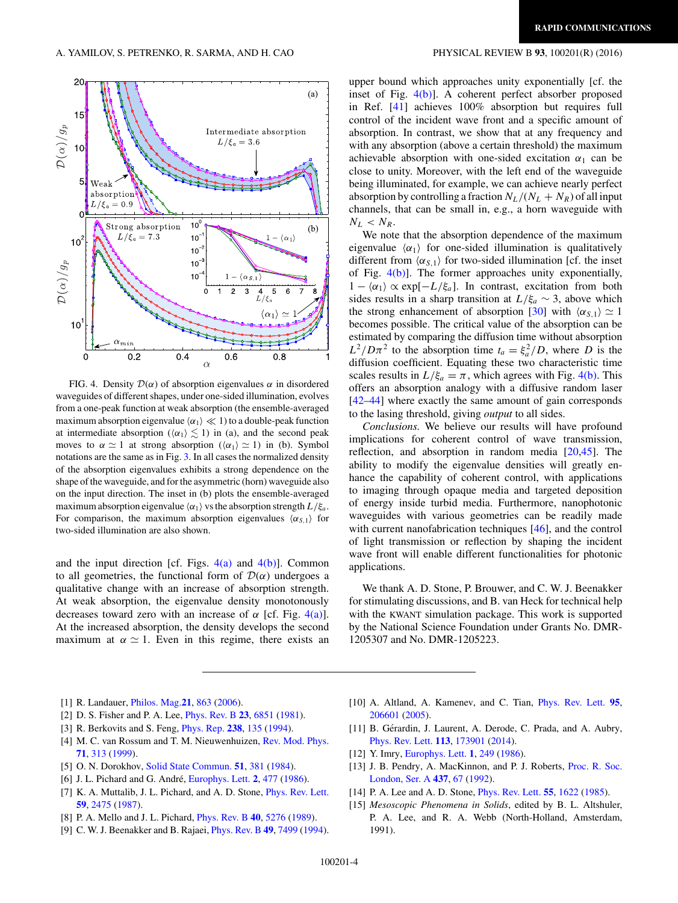FIG. 4. Density $\mathcal{D}(\alpha)$ of absorption eigenvalues $\alpha$ in disordered waveguides of different shapes, under one-sided illumination, evolves from a one-peak function at weak absorption (the ensemble-averaged maximum absorption eigenvalue $\langle\alpha_1\rangle \ll 1$) to a double-peak function at intermediate absorption ($\langle\alpha_1\rangle \lesssim 1$) in (a), and the second peak moves to $\alpha \simeq 1$ at strong absorption ($\langle\alpha_1\rangle \simeq 1$) in (b). Symbol notations are the same as in Fig. 3. In all cases the normalized density of the absorption eigenvalues exhibits a strong dependence on the shape of the waveguide, and for the asymmetric (horn) waveguide also on the input direction. The inset in (b) plots the ensemble-averaged maximum absorption eigenvalue $\langle\alpha_1\rangle$ vs the absorption strength $L/\xi_a$. For comparison, the maximum absorption eigenvalues $\langle\alpha_{S,1}\rangle$ for two-sided illumination are also shown.

and the input direction [cf. Figs. 4(a) and 4(b)]. Common to all geometries, the functional form of $\mathcal{D}(\alpha)$ undergoes a qualitative change with an increase of absorption strength. At weak absorption, the eigenvalue density monotonously decreases toward zero with an increase of $\alpha$ [cf. Fig. 4(a)]. At the increased absorption, the density develops the second maximum at $\alpha \simeq 1$. Even in this regime, there exists an upper bound which approaches unity exponentially [cf. the inset of Fig. 4(b)]. A coherent perfect absorber proposed in Ref. [41] achieves 100% absorption but requires full control of the incident wave front and a specific amount of absorption. In contrast, we show that at any frequency and with any absorption (above a certain threshold) the maximum achievable absorption with one-sided excitation $\alpha_1$ can be close to unity. Moreover, with the left end of the waveguide being illuminated, for example, we can achieve nearly perfect absorption by controlling a fraction $N_L/(N_L+N_R)$ of all input channels, that can be small in, e.g., a horn waveguide with $N_L < N_R$.

We note that the absorption dependence of the maximum eigenvalue $\langle\alpha_1\rangle$ for one-sided illumination is qualitatively different from $\langle\alpha_{S,1}\rangle$ for two-sided illumination [cf. the inset of Fig. 4(b)]. The former approaches unity exponentially, $1-\langle\alpha_1\rangle \propto \exp[-L/\xi_a]$. In contrast, excitation from both sides results in a sharp transition at $L/\xi_a \sim 3$, above which the strong enhancement of absorption [30] with $\langle\alpha_{S,1}\rangle \simeq 1$ becomes possible. The critical value of the absorption can be estimated by comparing the diffusion time without absorption $L^2/D\pi^2$ to the absorption time $t_a = \xi_a^2/D$, where $D$ is the diffusion coefficient. Equating these two characteristic time scales results in $L/\xi_a = \pi$, which agrees with Fig. 4(b). This offers an absorption analogy with a diffusive random laser [42–44] where exactly the same amount of gain corresponds to the lasing threshold, giving *output* to all sides.

*Conclusions.* We believe our results will have profound implications for coherent control of wave transmission, reflection, and absorption in random media [20,45]. The ability to modify the eigenvalue densities will greatly enhance the capability of coherent control, with applications to imaging through opaque media and targeted deposition of energy inside turbid media. Furthermore, nanophotonic waveguides with various geometries can be readily made with current nanofabrication techniques [46], and the control of light transmission or reflection by shaping the incident wave front will enable different functionalities for photonic applications.

We thank A. D. Stone, P. Brouwer, and C. W. J. Beenakker for stimulating discussions, and B. van Heck for technical help with the KWANT simulation package. This work is supported by the National Science Foundation under Grants No. DMR-1205307 and No. DMR-1205223.

---

[1] R. Landauer, Philos. Mag. **21**, 863 (2006).
[2] D. S. Fisher and P. A. Lee, Phys. Rev. B **23**, 6851 (1981).
[3] R. Berkovits and S. Feng, Phys. Rep. **238**, 135 (1994).
[4] M. C. van Rossum and T. M. Nieuwenhuizen, Rev. Mod. Phys. **71**, 313 (1999).
[5] O. N. Dorokhov, Solid State Commun. **51**, 381 (1984).
[6] J. L. Pichard and G. André, Europhys. Lett. **2**, 477 (1986).
[7] K. A. Muttalib, J. L. Pichard, and A. D. Stone, Phys. Rev. Lett. **59**, 2475 (1987).
[8] P. A. Mello and J. L. Pichard, Phys. Rev. B **40**, 5276 (1989).
[9] C. W. J. Beenakker and B. Rajaei, Phys. Rev. B **49**, 7499 (1994).
[10] A. Altland, A. Kamenev, and C. Tian, Phys. Rev. Lett. **95**, 206601 (2005).
[11] B. Gérardin, J. Laurent, A. Derode, C. Prada, and A. Aubry, Phys. Rev. Lett. **113**, 173901 (2014).
[12] Y. Imry, Europhys. Lett. **1**, 249 (1986).
[13] J. B. Pendry, A. MacKinnon, and P. J. Roberts, Proc. R. Soc. London, Ser. A **437**, 67 (1992).
[14] P. A. Lee and A. D. Stone, Phys. Rev. Lett. **55**, 1622 (1985).
[15] *Mesoscopic Phenomena in Solids*, edited by B. L. Altshuler, P. A. Lee, and R. A. Webb (North-Holland, Amsterdam, 1991).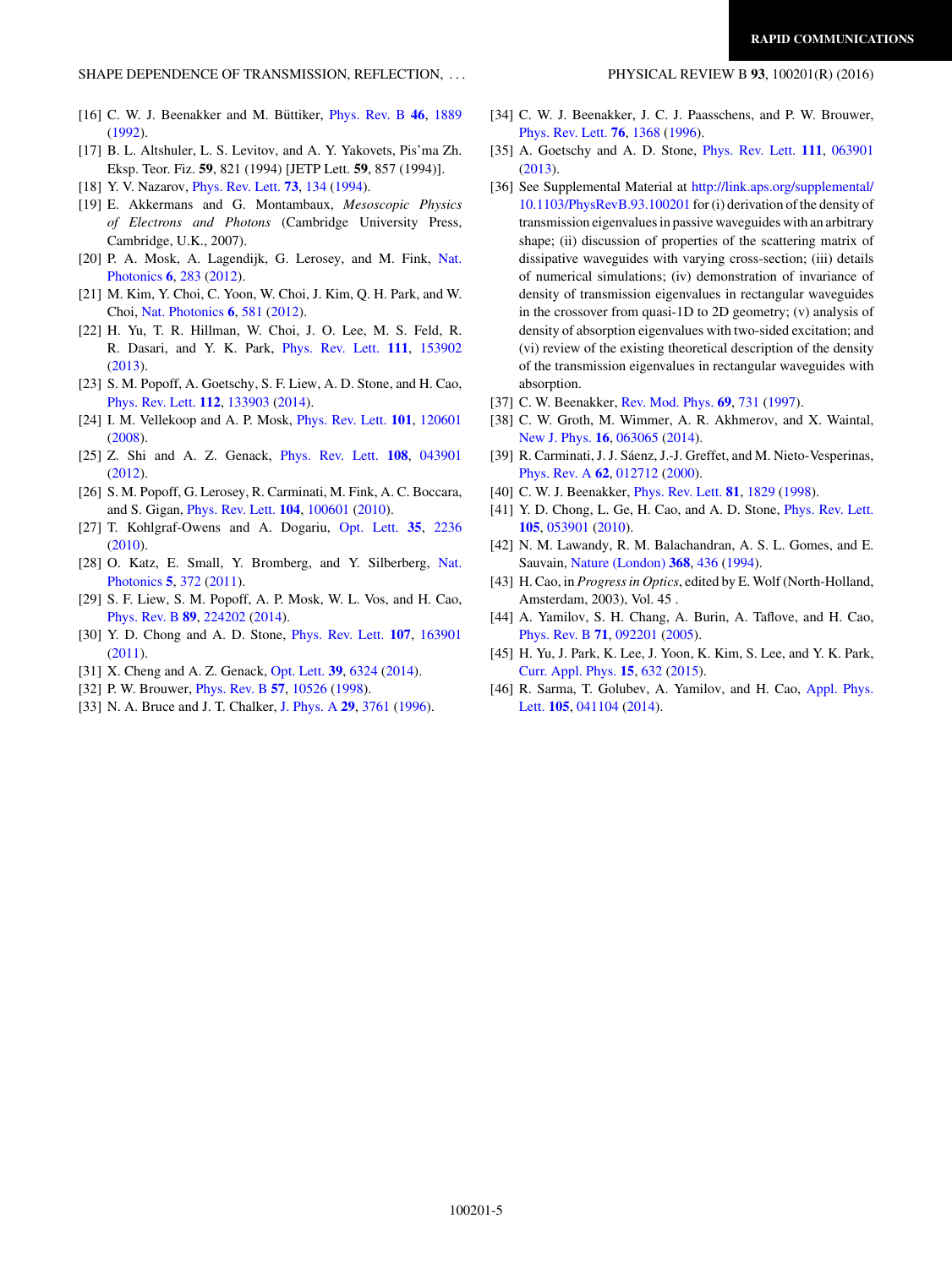[16] C. W. J. Beenakker and M. Büttiker, Phys. Rev. B **46**, 1889 (1992).

[17] B. L. Altshuler, L. S. Levitov, and A. Y. Yakovets, Pis'ma Zh. Eksp. Teor. Fiz. **59**, 821 (1994) [JETP Lett. **59**, 857 (1994)].

[18] Y. V. Nazarov, Phys. Rev. Lett. **73**, 134 (1994).

[19] E. Akkermans and G. Montambaux, *Mesoscopic Physics of Electrons and Photons* (Cambridge University Press, Cambridge, U.K., 2007).

[20] P. A. Mosk, A. Lagendijk, G. Lerosey, and M. Fink, Nat. Photonics **6**, 283 (2012).

[21] M. Kim, Y. Choi, C. Yoon, W. Choi, J. Kim, Q. H. Park, and W. Choi, Nat. Photonics **6**, 581 (2012).

[22] H. Yu, T. R. Hillman, W. Choi, J. O. Lee, M. S. Feld, R. R. Dasari, and Y. K. Park, Phys. Rev. Lett. **111**, 153902 (2013).

[23] S. M. Popoff, A. Goetschy, S. F. Liew, A. D. Stone, and H. Cao, Phys. Rev. Lett. **112**, 133903 (2014).

[24] I. M. Vellekoop and A. P. Mosk, Phys. Rev. Lett. **101**, 120601 (2008).

[25] Z. Shi and A. Z. Genack, Phys. Rev. Lett. **108**, 043901 (2012).

[26] S. M. Popoff, G. Lerosey, R. Carminati, M. Fink, A. C. Boccara, and S. Gigan, Phys. Rev. Lett. **104**, 100601 (2010).

[27] T. Kohlgraf-Owens and A. Dogariu, Opt. Lett. **35**, 2236 (2010).

[28] O. Katz, E. Small, Y. Bromberg, and Y. Silberberg, Nat. Photonics **5**, 372 (2011).

[29] S. F. Liew, S. M. Popoff, A. P. Mosk, W. L. Vos, and H. Cao, Phys. Rev. B **89**, 224202 (2014).

[30] Y. D. Chong and A. D. Stone, Phys. Rev. Lett. **107**, 163901 (2011).

[31] X. Cheng and A. Z. Genack, Opt. Lett. **39**, 6324 (2014).

[32] P. W. Brouwer, Phys. Rev. B **57**, 10526 (1998).

[33] N. A. Bruce and J. T. Chalker, J. Phys. A **29**, 3761 (1996).

[34] C. W. J. Beenakker, J. C. J. Paasschens, and P. W. Brouwer, Phys. Rev. Lett. **76**, 1368 (1996).

[35] A. Goetschy and A. D. Stone, Phys. Rev. Lett. **111**, 063901 (2013).

[36] See Supplemental Material at http://link.aps.org/supplemental/10.1103/PhysRevB.93.100201 for (i) derivation of the density of transmission eigenvalues in passive waveguides with an arbitrary shape; (ii) discussion of properties of the scattering matrix of dissipative waveguides with varying cross-section; (iii) details of numerical simulations; (iv) demonstration of invariance of density of transmission eigenvalues in rectangular waveguides in the crossover from quasi-1D to 2D geometry; (v) analysis of density of absorption eigenvalues with two-sided excitation; and (vi) review of the existing theoretical description of the density of the transmission eigenvalues in rectangular waveguides with absorption.

[37] C. W. Beenakker, Rev. Mod. Phys. **69**, 731 (1997).

[38] C. W. Groth, M. Wimmer, A. R. Akhmerov, and X. Waintal, New J. Phys. **16**, 063065 (2014).

[39] R. Carminati, J. J. Sáenz, J.-J. Greffet, and M. Nieto-Vesperinas, Phys. Rev. A **62**, 012712 (2000).

[40] C. W. J. Beenakker, Phys. Rev. Lett. **81**, 1829 (1998).

[41] Y. D. Chong, L. Ge, H. Cao, and A. D. Stone, Phys. Rev. Lett. **105**, 053901 (2010).

[42] N. M. Lawandy, R. M. Balachandran, A. S. L. Gomes, and E. Sauvain, Nature (London) **368**, 436 (1994).

[43] H. Cao, in *Progress in Optics*, edited by E. Wolf (North-Holland, Amsterdam, 2003), Vol. 45 .

[44] A. Yamilov, S. H. Chang, A. Burin, A. Taflove, and H. Cao, Phys. Rev. B **71**, 092201 (2005).

[45] H. Yu, J. Park, K. Lee, J. Yoon, K. Kim, S. Lee, and Y. K. Park, Curr. Appl. Phys. **15**, 632 (2015).

[46] R. Sarma, T. Golubev, A. Yamilov, and H. Cao, Appl. Phys. Lett. **105**, 041104 (2014).